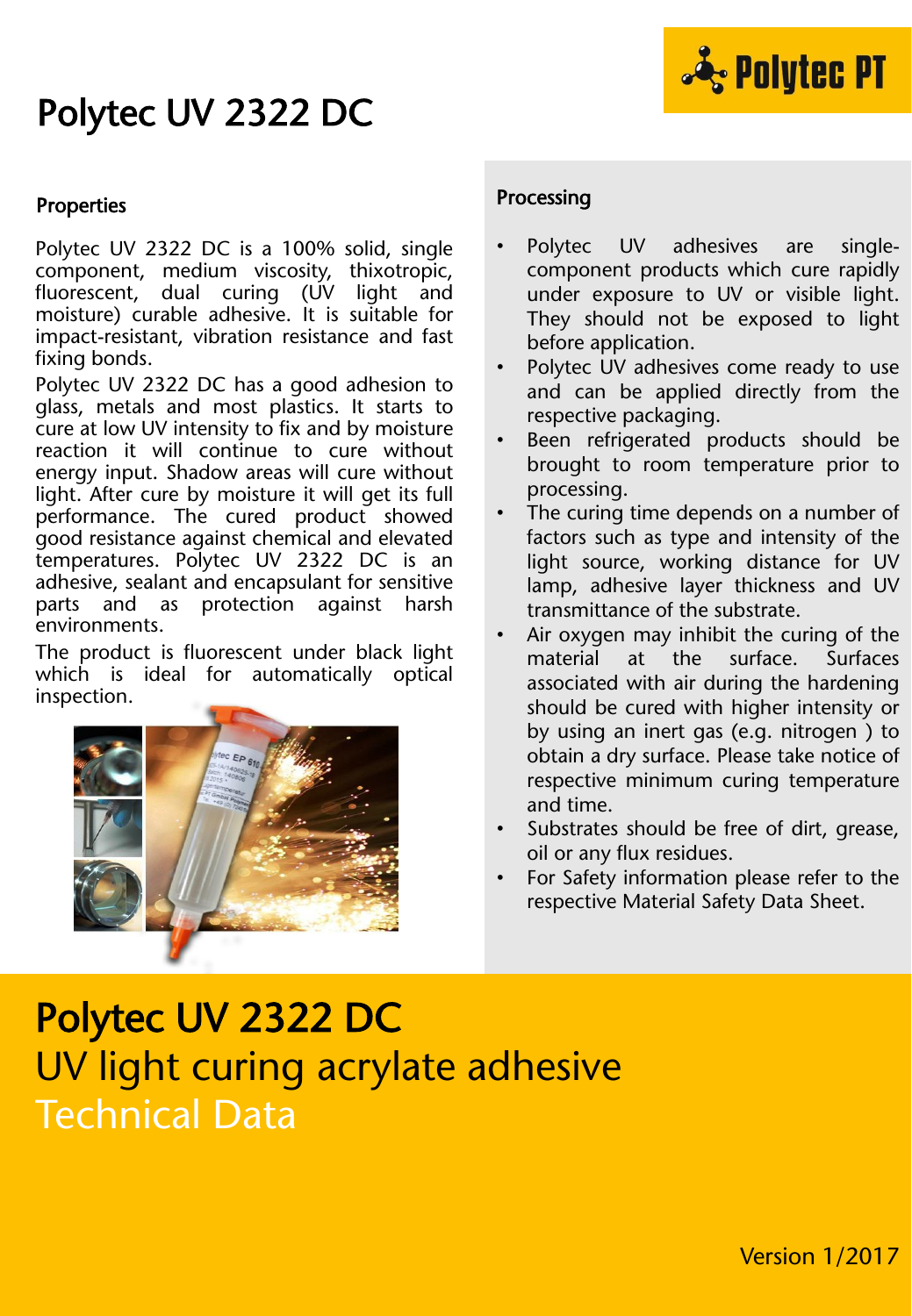# Polytec UV 2322 DC

## Properties

Polytec UV 2322 DC is a 100% solid, single component, medium viscosity, thixotropic, fluorescent, dual curing (UV light and moisture) curable adhesive. It is suitable for impact-resistant, vibration resistance and fast fixing bonds.

Polytec UV 2322 DC has a good adhesion to glass, metals and most plastics. It starts to cure at low UV intensity to fix and by moisture reaction it will continue to cure without energy input. Shadow areas will cure without light. After cure by moisture it will get its full performance. The cured product showed good resistance against chemical and elevated temperatures. Polytec UV 2322 DC is an adhesive, sealant and encapsulant for sensitive parts and as protection against harsh environments.

The product is fluorescent under black light which is ideal for automatically optical inspection.

## Processing

- Polytec UV adhesives are single-component products which cure rapidly under exposure to UV or visible light. They should not be exposed to light before application.
- Polytec UV adhesives come ready to use and can be applied directly from the respective packaging.
- Been refrigerated products should be brought to room temperature prior to processing.
- The curing time depends on a number of factors such as type and intensity of the light source, working distance for UV lamp, adhesive layer thickness and UV transmittance of the substrate.
- Air oxygen may inhibit the curing of the material at the surface. Surfaces associated with air during the hardening should be cured with higher intensity or by using an inert gas (e.g. nitrogen ) to obtain a dry surface. Please take notice of respective minimum curing temperature and time.
- Substrates should be free of dirt, grease, oil or any flux residues.
- For Safety information please refer to the respective Material Safety Data Sheet.

# Polytec UV 2322 DC

## UV light curing acrylate adhesive

## Technical Data

Version 1/2017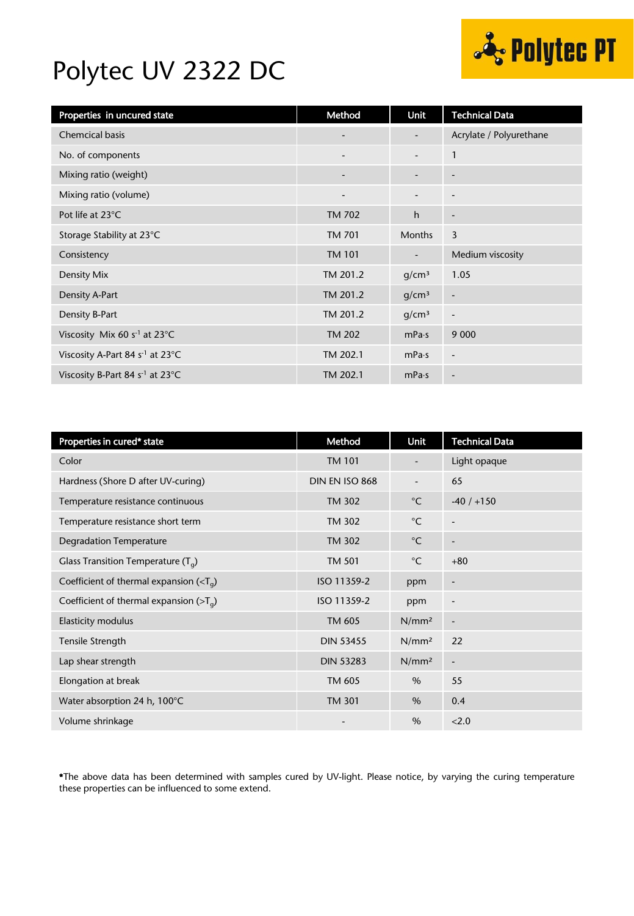# Polytec UV 2322 DC

| Properties in uncured state | Method | Unit | Technical Data |
|---|---|---|---|
| Chemcical basis | - | - | Acrylate / Polyurethane |
| No. of components | - | - | 1 |
| Mixing ratio (weight) | - | - | - |
| Mixing ratio (volume) | - | - | - |
| Pot life at 23°C | TM 702 | h | - |
| Storage Stability at 23°C | TM 701 | Months | 3 |
| Consistency | TM 101 | - | Medium viscosity |
| Density Mix | TM 201.2 | $g/cm^3$ | 1.05 |
| Density A-Part | TM 201.2 | $g/cm^3$ | - |
| Density B-Part | TM 201.2 | $g/cm^3$ | - |
| Viscosity Mix 60 $s^{-1}$ at 23°C | TM 202 | mPa·s | 9 000 |
| Viscosity A-Part 84 $s^{-1}$ at 23°C | TM 202.1 | mPa·s | - |
| Viscosity B-Part 84 $s^{-1}$ at 23°C | TM 202.1 | mPa·s | - |

| Properties in cured* state | Method | Unit | Technical Data |
|---|---|---|---|
| Color | TM 101 | - | Light opaque |
| Hardness (Shore D after UV-curing) | DIN EN ISO 868 | - | 65 |
| Temperature resistance continuous | TM 302 | °C | -40 / +150 |
| Temperature resistance short term | TM 302 | °C | - |
| Degradation Temperature | TM 302 | °C | - |
| Glass Transition Temperature ($T_g$) | TM 501 | °C | +80 |
| Coefficient of thermal expansion ($<T_g$) | ISO 11359-2 | ppm | - |
| Coefficient of thermal expansion ($>T_g$) | ISO 11359-2 | ppm | - |
| Elasticity modulus | TM 605 | $N/mm^2$ | - |
| Tensile Strength | DIN 53455 | $N/mm^2$ | 22 |
| Lap shear strength | DIN 53283 | $N/mm^2$ | - |
| Elongation at break | TM 605 | % | 55 |
| Water absorption 24 h, 100°C | TM 301 | % | 0.4 |
| Volume shrinkage | - | % | <2.0 |

*The above data has been determined with samples cured by UV-light. Please notice, by varying the curing temperature these properties can be influenced to some extend.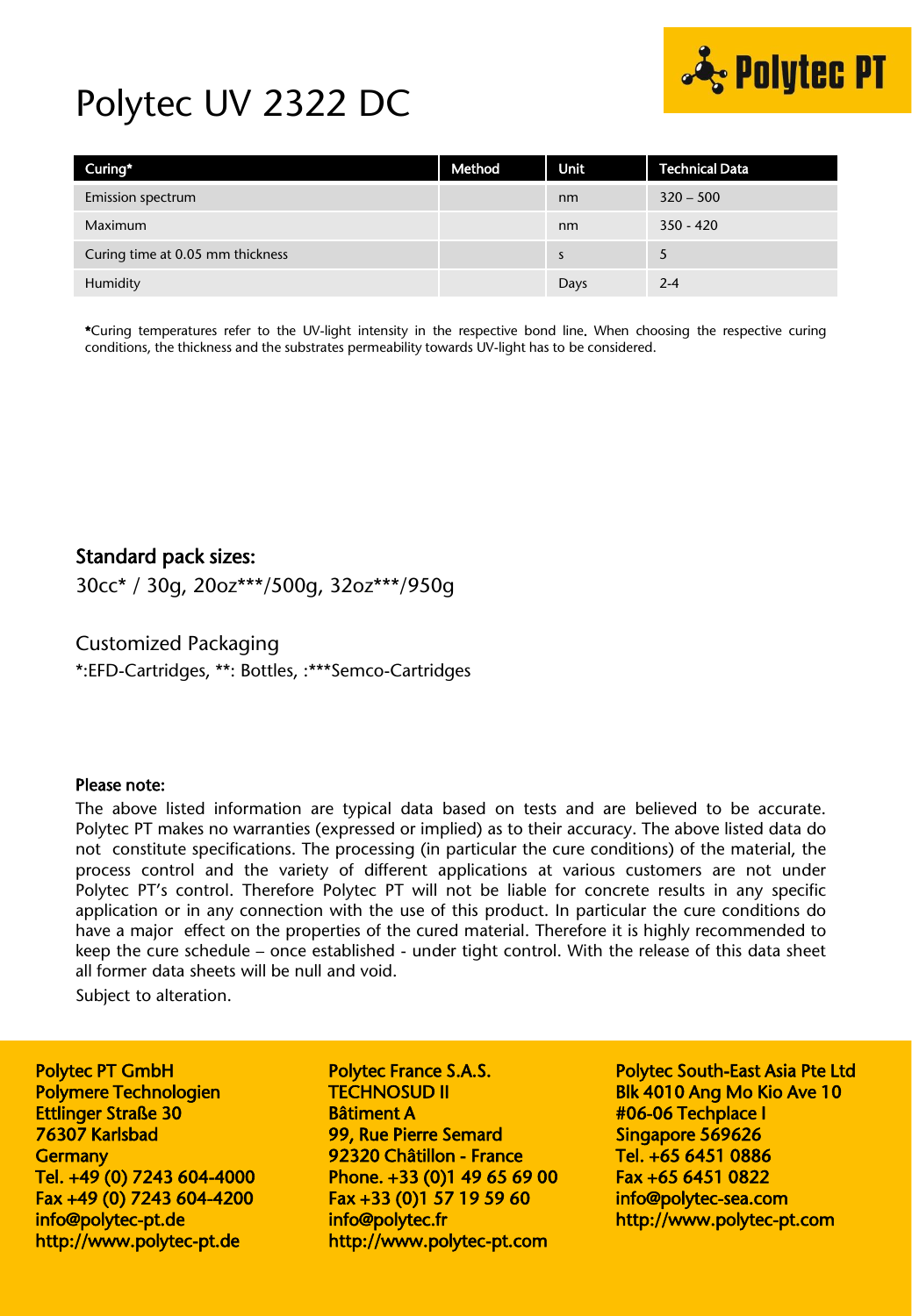# Polytec UV 2322 DC

| Curing* | Method | Unit | Technical Data |
|---|---|---|---|
| Emission spectrum | | nm | 320 – 500 |
| Maximum | | nm | 350 - 420 |
| Curing time at 0.05 mm thickness | | s | 5 |
| Humidity | | Days | 2-4 |

*Curing temperatures refer to the UV-light intensity in the respective bond line. When choosing the respective curing conditions, the thickness and the substrates permeability towards UV-light has to be considered.

## Standard pack sizes:

30cc* / 30g, 20oz***/500g, 32oz***/950g

Customized Packaging

*:EFD-Cartridges, **: Bottles, :***Semco-Cartridges

**Please note:**

The above listed information are typical data based on tests and are believed to be accurate. Polytec PT makes no warranties (expressed or implied) as to their accuracy. The above listed data do not constitute specifications. The processing (in particular the cure conditions) of the material, the process control and the variety of different applications at various customers are not under Polytec PT's control. Therefore Polytec PT will not be liable for concrete results in any specific application or in any connection with the use of this product. In particular the cure conditions do have a major effect on the properties of the cured material. Therefore it is highly recommended to keep the cure schedule – once established - under tight control. With the release of this data sheet all former data sheets will be null and void.

Subject to alteration.

**Polytec PT GmbH**
**Polymere Technologien**
**Ettlinger Straße 30**
**76307 Karlsbad**
**Germany**
**Tel. +49 (0) 7243 604-4000**
**Fax +49 (0) 7243 604-4200**
**info@polytec-pt.de**
**http://www.polytec-pt.de**

**Polytec France S.A.S.**
**TECHNOSUD II**
**Bâtiment A**
**99, Rue Pierre Semard**
**92320 Châtillon - France**
**Phone. +33 (0)1 49 65 69 00**
**Fax +33 (0)1 57 19 59 60**
**info@polytec.fr**
**http://www.polytec-pt.com**

**Polytec South-East Asia Pte Ltd**
**Blk 4010 Ang Mo Kio Ave 10**
**#06-06 Techplace I**
**Singapore 569626**
**Tel. +65 6451 0886**
**Fax +65 6451 0822**
**info@polytec-sea.com**
**http://www.polytec-pt.com**